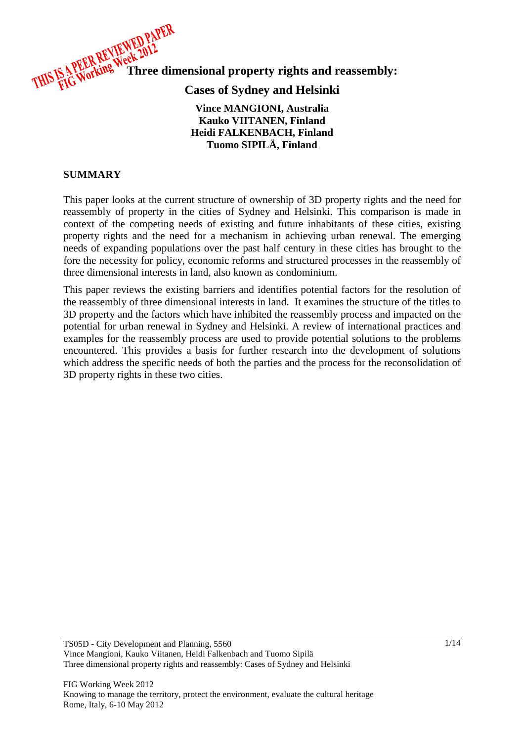THIS IS A PEER REVIEWED PAPER
FIG Working Week 2012

# Three dimensional property rights and reassembly: Cases of Sydney and Helsinki

**Vince MANGIONI, Australia**
**Kauko VIITANEN, Finland**
**Heidi FALKENBACH, Finland**
**Tuomo SIPILÄ, Finland**

## SUMMARY

This paper looks at the current structure of ownership of 3D property rights and the need for reassembly of property in the cities of Sydney and Helsinki. This comparison is made in context of the competing needs of existing and future inhabitants of these cities, existing property rights and the need for a mechanism in achieving urban renewal. The emerging needs of expanding populations over the past half century in these cities has brought to the fore the necessity for policy, economic reforms and structured processes in the reassembly of three dimensional interests in land, also known as condominium.

This paper reviews the existing barriers and identifies potential factors for the resolution of the reassembly of three dimensional interests in land. It examines the structure of the titles to 3D property and the factors which have inhibited the reassembly process and impacted on the potential for urban renewal in Sydney and Helsinki. A review of international practices and examples for the reassembly process are used to provide potential solutions to the problems encountered. This provides a basis for further research into the development of solutions which address the specific needs of both the parties and the process for the reconsolidation of 3D property rights in these two cities.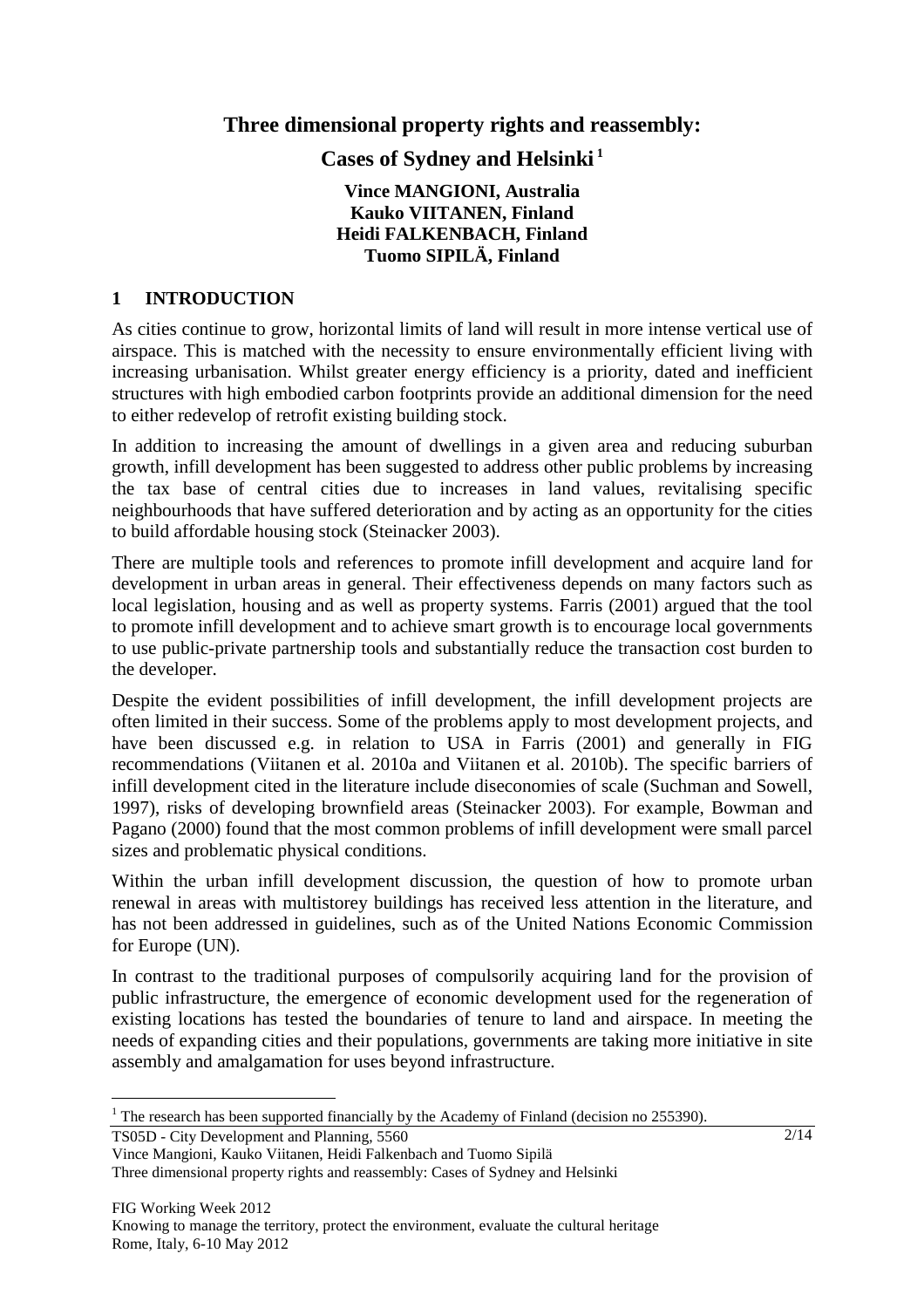# Three dimensional property rights and reassembly: Cases of Sydney and Helsinki [1]

**Vince MANGIONI, Australia**
**Kauko VIITANEN, Finland**
**Heidi FALKENBACH, Finland**
**Tuomo SIPILÄ, Finland**

## 1 INTRODUCTION

As cities continue to grow, horizontal limits of land will result in more intense vertical use of airspace. This is matched with the necessity to ensure environmentally efficient living with increasing urbanisation. Whilst greater energy efficiency is a priority, dated and inefficient structures with high embodied carbon footprints provide an additional dimension for the need to either redevelop of retrofit existing building stock.

In addition to increasing the amount of dwellings in a given area and reducing suburban growth, infill development has been suggested to address other public problems by increasing the tax base of central cities due to increases in land values, revitalising specific neighbourhoods that have suffered deterioration and by acting as an opportunity for the cities to build affordable housing stock (Steinacker 2003).

There are multiple tools and references to promote infill development and acquire land for development in urban areas in general. Their effectiveness depends on many factors such as local legislation, housing and as well as property systems. Farris (2001) argued that the tool to promote infill development and to achieve smart growth is to encourage local governments to use public-private partnership tools and substantially reduce the transaction cost burden to the developer.

Despite the evident possibilities of infill development, the infill development projects are often limited in their success. Some of the problems apply to most development projects, and have been discussed e.g. in relation to USA in Farris (2001) and generally in FIG recommendations (Viitanen et al. 2010a and Viitanen et al. 2010b). The specific barriers of infill development cited in the literature include diseconomies of scale (Suchman and Sowell, 1997), risks of developing brownfield areas (Steinacker 2003). For example, Bowman and Pagano (2000) found that the most common problems of infill development were small parcel sizes and problematic physical conditions.

Within the urban infill development discussion, the question of how to promote urban renewal in areas with multistorey buildings has received less attention in the literature, and has not been addressed in guidelines, such as of the United Nations Economic Commission for Europe (UN).

In contrast to the traditional purposes of compulsorily acquiring land for the provision of public infrastructure, the emergence of economic development used for the regeneration of existing locations has tested the boundaries of tenure to land and airspace. In meeting the needs of expanding cities and their populations, governments are taking more initiative in site assembly and amalgamation for uses beyond infrastructure.

[1] The research has been supported financially by the Academy of Finland (decision no 255390).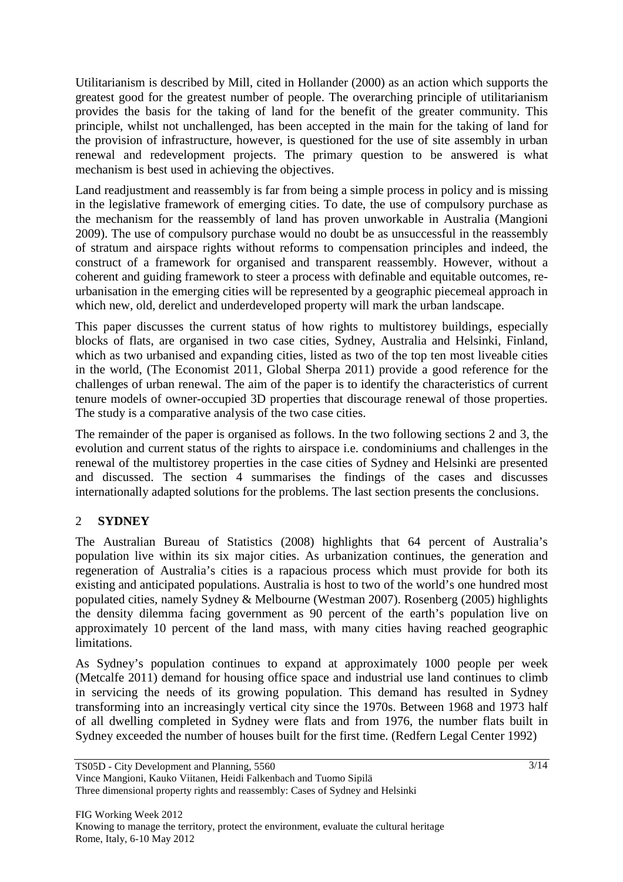Utilitarianism is described by Mill, cited in Hollander (2000) as an action which supports the greatest good for the greatest number of people. The overarching principle of utilitarianism provides the basis for the taking of land for the benefit of the greater community. This principle, whilst not unchallenged, has been accepted in the main for the taking of land for the provision of infrastructure, however, is questioned for the use of site assembly in urban renewal and redevelopment projects. The primary question to be answered is what mechanism is best used in achieving the objectives.

Land readjustment and reassembly is far from being a simple process in policy and is missing in the legislative framework of emerging cities. To date, the use of compulsory purchase as the mechanism for the reassembly of land has proven unworkable in Australia (Mangioni 2009). The use of compulsory purchase would no doubt be as unsuccessful in the reassembly of stratum and airspace rights without reforms to compensation principles and indeed, the construct of a framework for organised and transparent reassembly. However, without a coherent and guiding framework to steer a process with definable and equitable outcomes, re-urbanisation in the emerging cities will be represented by a geographic piecemeal approach in which new, old, derelict and underdeveloped property will mark the urban landscape.

This paper discusses the current status of how rights to multistorey buildings, especially blocks of flats, are organised in two case cities, Sydney, Australia and Helsinki, Finland, which as two urbanised and expanding cities, listed as two of the top ten most liveable cities in the world, (The Economist 2011, Global Sherpa 2011) provide a good reference for the challenges of urban renewal. The aim of the paper is to identify the characteristics of current tenure models of owner-occupied 3D properties that discourage renewal of those properties. The study is a comparative analysis of the two case cities.

The remainder of the paper is organised as follows. In the two following sections 2 and 3, the evolution and current status of the rights to airspace i.e. condominiums and challenges in the renewal of the multistorey properties in the case cities of Sydney and Helsinki are presented and discussed. The section 4 summarises the findings of the cases and discusses internationally adapted solutions for the problems. The last section presents the conclusions.

## 2 SYDNEY

The Australian Bureau of Statistics (2008) highlights that 64 percent of Australia's population live within its six major cities. As urbanization continues, the generation and regeneration of Australia's cities is a rapacious process which must provide for both its existing and anticipated populations. Australia is host to two of the world's one hundred most populated cities, namely Sydney & Melbourne (Westman 2007). Rosenberg (2005) highlights the density dilemma facing government as 90 percent of the earth's population live on approximately 10 percent of the land mass, with many cities having reached geographic limitations.

As Sydney's population continues to expand at approximately 1000 people per week (Metcalfe 2011) demand for housing office space and industrial use land continues to climb in servicing the needs of its growing population. This demand has resulted in Sydney transforming into an increasingly vertical city since the 1970s. Between 1968 and 1973 half of all dwelling completed in Sydney were flats and from 1976, the number flats built in Sydney exceeded the number of houses built for the first time. (Redfern Legal Center 1992)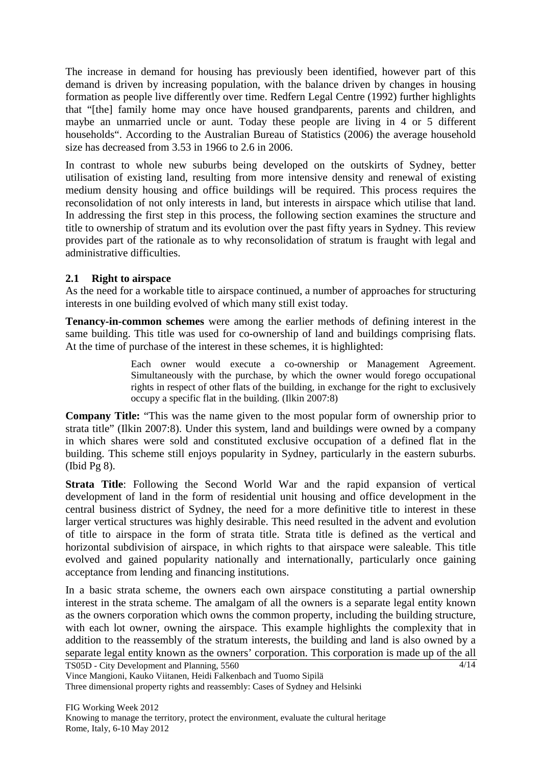The increase in demand for housing has previously been identified, however part of this demand is driven by increasing population, with the balance driven by changes in housing formation as people live differently over time. Redfern Legal Centre (1992) further highlights that "[the] family home may once have housed grandparents, parents and children, and maybe an unmarried uncle or aunt. Today these people are living in 4 or 5 different households". According to the Australian Bureau of Statistics (2006) the average household size has decreased from 3.53 in 1966 to 2.6 in 2006.

In contrast to whole new suburbs being developed on the outskirts of Sydney, better utilisation of existing land, resulting from more intensive density and renewal of existing medium density housing and office buildings will be required. This process requires the reconsolidation of not only interests in land, but interests in airspace which utilise that land. In addressing the first step in this process, the following section examines the structure and title to ownership of stratum and its evolution over the past fifty years in Sydney. This review provides part of the rationale as to why reconsolidation of stratum is fraught with legal and administrative difficulties.

### 2.1 Right to airspace

As the need for a workable title to airspace continued, a number of approaches for structuring interests in one building evolved of which many still exist today.

**Tenancy-in-common schemes** were among the earlier methods of defining interest in the same building. This title was used for co-ownership of land and buildings comprising flats. At the time of purchase of the interest in these schemes, it is highlighted:

> Each owner would execute a co-ownership or Management Agreement. Simultaneously with the purchase, by which the owner would forego occupational rights in respect of other flats of the building, in exchange for the right to exclusively occupy a specific flat in the building. (Ilkin 2007:8)

**Company Title:** "This was the name given to the most popular form of ownership prior to strata title" (Ilkin 2007:8). Under this system, land and buildings were owned by a company in which shares were sold and constituted exclusive occupation of a defined flat in the building. This scheme still enjoys popularity in Sydney, particularly in the eastern suburbs. (Ibid Pg 8).

**Strata Title**: Following the Second World War and the rapid expansion of vertical development of land in the form of residential unit housing and office development in the central business district of Sydney, the need for a more definitive title to interest in these larger vertical structures was highly desirable. This need resulted in the advent and evolution of title to airspace in the form of strata title. Strata title is defined as the vertical and horizontal subdivision of airspace, in which rights to that airspace were saleable. This title evolved and gained popularity nationally and internationally, particularly once gaining acceptance from lending and financing institutions.

In a basic strata scheme, the owners each own airspace constituting a partial ownership interest in the strata scheme. The amalgam of all the owners is a separate legal entity known as the owners corporation which owns the common property, including the building structure, with each lot owner, owning the airspace. This example highlights the complexity that in addition to the reassembly of the stratum interests, the building and land is also owned by a separate legal entity known as the owners' corporation. This corporation is made up of the all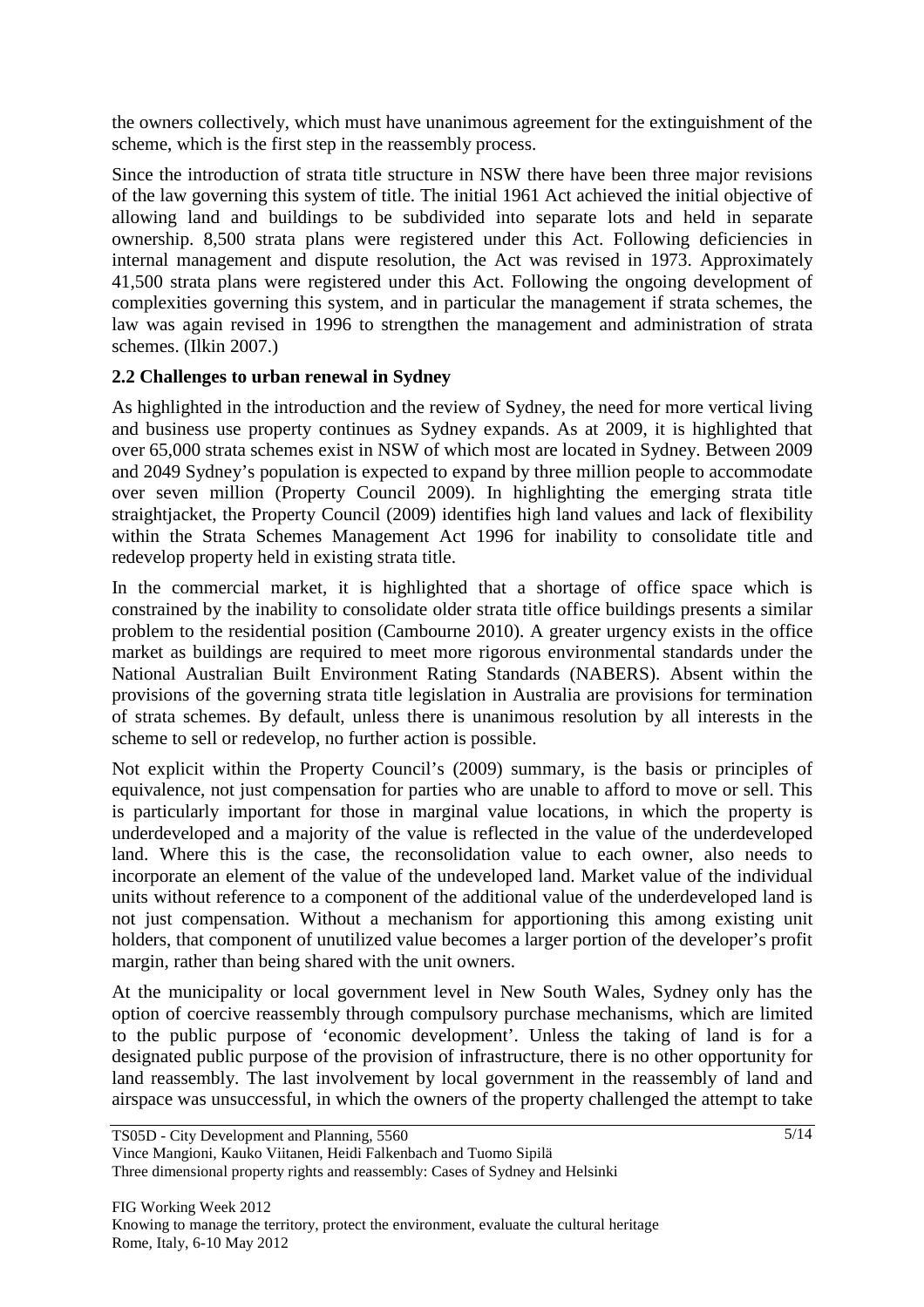the owners collectively, which must have unanimous agreement for the extinguishment of the scheme, which is the first step in the reassembly process.

Since the introduction of strata title structure in NSW there have been three major revisions of the law governing this system of title. The initial 1961 Act achieved the initial objective of allowing land and buildings to be subdivided into separate lots and held in separate ownership. 8,500 strata plans were registered under this Act. Following deficiencies in internal management and dispute resolution, the Act was revised in 1973. Approximately 41,500 strata plans were registered under this Act. Following the ongoing development of complexities governing this system, and in particular the management if strata schemes, the law was again revised in 1996 to strengthen the management and administration of strata schemes. (Ilkin 2007.)

## 2.2 Challenges to urban renewal in Sydney

As highlighted in the introduction and the review of Sydney, the need for more vertical living and business use property continues as Sydney expands. As at 2009, it is highlighted that over 65,000 strata schemes exist in NSW of which most are located in Sydney. Between 2009 and 2049 Sydney's population is expected to expand by three million people to accommodate over seven million (Property Council 2009). In highlighting the emerging strata title straightjacket, the Property Council (2009) identifies high land values and lack of flexibility within the Strata Schemes Management Act 1996 for inability to consolidate title and redevelop property held in existing strata title.

In the commercial market, it is highlighted that a shortage of office space which is constrained by the inability to consolidate older strata title office buildings presents a similar problem to the residential position (Cambourne 2010). A greater urgency exists in the office market as buildings are required to meet more rigorous environmental standards under the National Australian Built Environment Rating Standards (NABERS). Absent within the provisions of the governing strata title legislation in Australia are provisions for termination of strata schemes. By default, unless there is unanimous resolution by all interests in the scheme to sell or redevelop, no further action is possible.

Not explicit within the Property Council's (2009) summary, is the basis or principles of equivalence, not just compensation for parties who are unable to afford to move or sell. This is particularly important for those in marginal value locations, in which the property is underdeveloped and a majority of the value is reflected in the value of the underdeveloped land. Where this is the case, the reconsolidation value to each owner, also needs to incorporate an element of the value of the undeveloped land. Market value of the individual units without reference to a component of the additional value of the underdeveloped land is not just compensation. Without a mechanism for apportioning this among existing unit holders, that component of unutilized value becomes a larger portion of the developer's profit margin, rather than being shared with the unit owners.

At the municipality or local government level in New South Wales, Sydney only has the option of coercive reassembly through compulsory purchase mechanisms, which are limited to the public purpose of 'economic development'. Unless the taking of land is for a designated public purpose of the provision of infrastructure, there is no other opportunity for land reassembly. The last involvement by local government in the reassembly of land and airspace was unsuccessful, in which the owners of the property challenged the attempt to take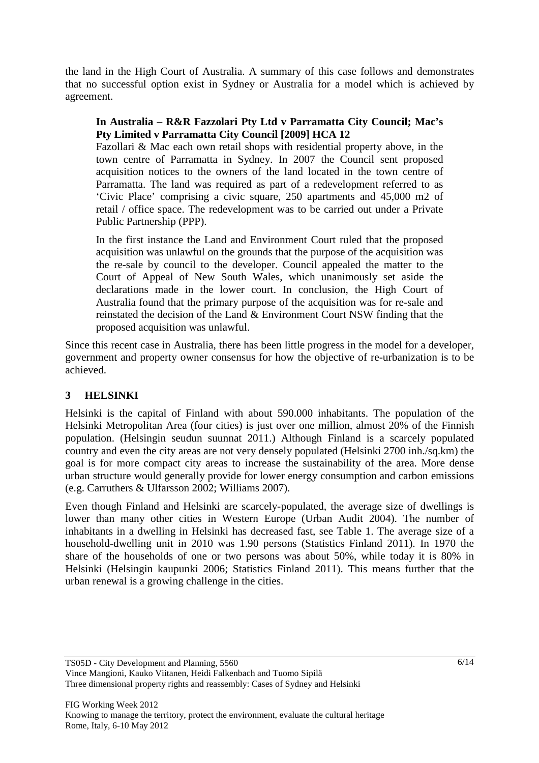the land in the High Court of Australia. A summary of this case follows and demonstrates that no successful option exist in Sydney or Australia for a model which is achieved by agreement.

> **In Australia – R&R Fazzolari Pty Ltd v Parramatta City Council; Mac's Pty Limited v Parramatta City Council [2009] HCA 12**
>
> Fazollari & Mac each own retail shops with residential property above, in the town centre of Parramatta in Sydney. In 2007 the Council sent proposed acquisition notices to the owners of the land located in the town centre of Parramatta. The land was required as part of a redevelopment referred to as 'Civic Place' comprising a civic square, 250 apartments and 45,000 m2 of retail / office space. The redevelopment was to be carried out under a Private Public Partnership (PPP).
>
> In the first instance the Land and Environment Court ruled that the proposed acquisition was unlawful on the grounds that the purpose of the acquisition was the re-sale by council to the developer. Council appealed the matter to the Court of Appeal of New South Wales, which unanimously set aside the declarations made in the lower court. In conclusion, the High Court of Australia found that the primary purpose of the acquisition was for re-sale and reinstated the decision of the Land & Environment Court NSW finding that the proposed acquisition was unlawful.

Since this recent case in Australia, there has been little progress in the model for a developer, government and property owner consensus for how the objective of re-urbanization is to be achieved.

## 3 HELSINKI

Helsinki is the capital of Finland with about 590.000 inhabitants. The population of the Helsinki Metropolitan Area (four cities) is just over one million, almost 20% of the Finnish population. (Helsingin seudun suunnat 2011.) Although Finland is a scarcely populated country and even the city areas are not very densely populated (Helsinki 2700 inh./sq.km) the goal is for more compact city areas to increase the sustainability of the area. More dense urban structure would generally provide for lower energy consumption and carbon emissions (e.g. Carruthers & Ulfarsson 2002; Williams 2007).

Even though Finland and Helsinki are scarcely-populated, the average size of dwellings is lower than many other cities in Western Europe (Urban Audit 2004). The number of inhabitants in a dwelling in Helsinki has decreased fast, see Table 1. The average size of a household-dwelling unit in 2010 was 1.90 persons (Statistics Finland 2011). In 1970 the share of the households of one or two persons was about 50%, while today it is 80% in Helsinki (Helsingin kaupunki 2006; Statistics Finland 2011). This means further that the urban renewal is a growing challenge in the cities.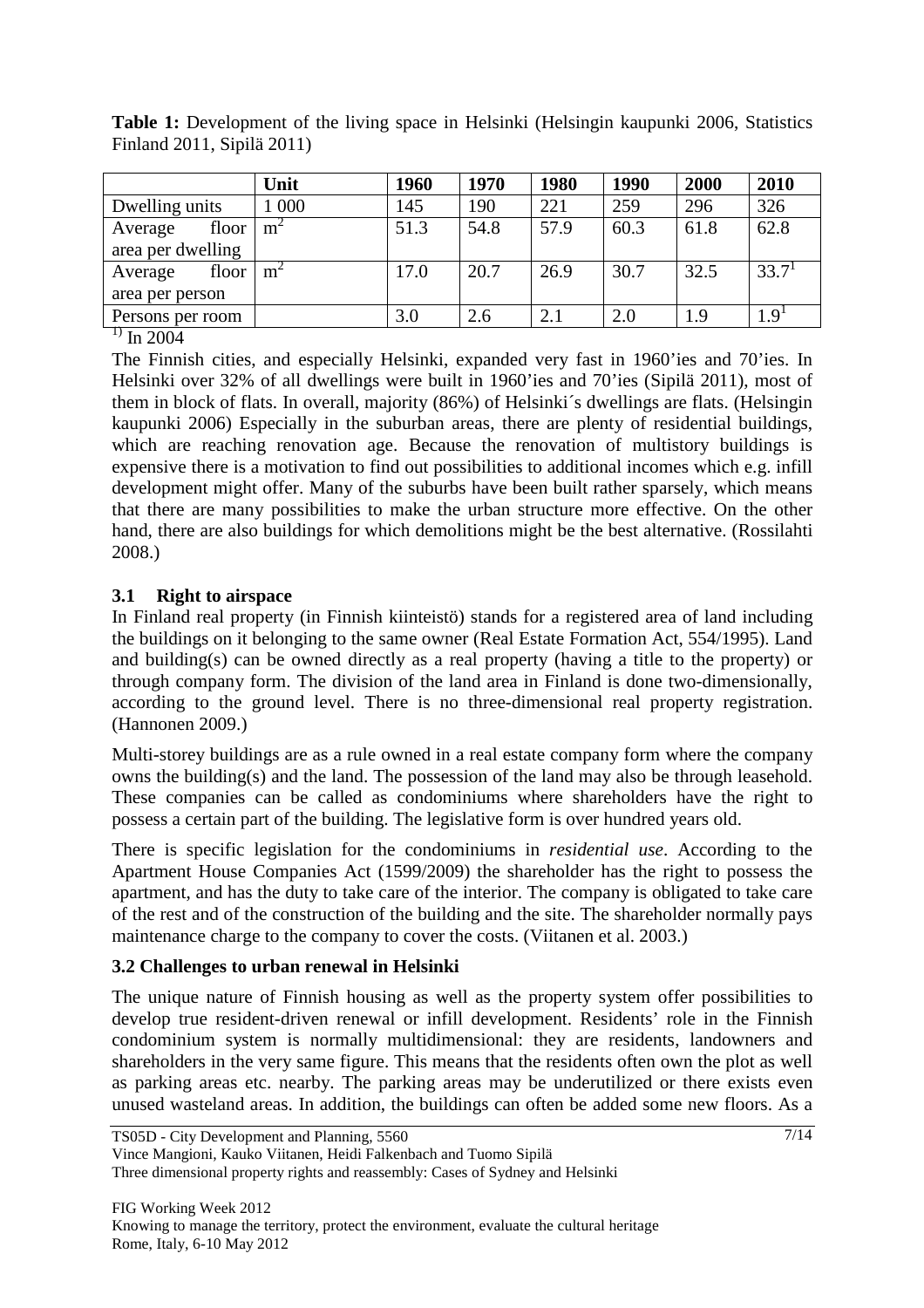**Table 1:** Development of the living space in Helsinki (Helsingin kaupunki 2006, Statistics Finland 2011, Sipilä 2011)

| | Unit | 1960 | 1970 | 1980 | 1990 | 2000 | 2010 |
|---|---|---|---|---|---|---|---|
| Dwelling units | 1 000 | 145 | 190 | 221 | 259 | 296 | 326 |
| Average floor area per dwelling | $m^2$ | 51.3 | 54.8 | 57.9 | 60.3 | 61.8 | 62.8 |
| Average floor area per person | $m^2$ | 17.0 | 20.7 | 26.9 | 30.7 | 32.5 | 33.7[1] |
| Persons per room | | 3.0 | 2.6 | 2.1 | 2.0 | 1.9 | 1.9[1] |

[1)] In 2004

The Finnish cities, and especially Helsinki, expanded very fast in 1960'ies and 70'ies. In Helsinki over 32% of all dwellings were built in 1960'ies and 70'ies (Sipilä 2011), most of them in block of flats. In overall, majority (86%) of Helsinki´s dwellings are flats. (Helsingin kaupunki 2006) Especially in the suburban areas, there are plenty of residential buildings, which are reaching renovation age. Because the renovation of multistory buildings is expensive there is a motivation to find out possibilities to additional incomes which e.g. infill development might offer. Many of the suburbs have been built rather sparsely, which means that there are many possibilities to make the urban structure more effective. On the other hand, there are also buildings for which demolitions might be the best alternative. (Rossilahti 2008.)

### 3.1 Right to airspace

In Finland real property (in Finnish kiinteistö) stands for a registered area of land including the buildings on it belonging to the same owner (Real Estate Formation Act, 554/1995). Land and building(s) can be owned directly as a real property (having a title to the property) or through company form. The division of the land area in Finland is done two-dimensionally, according to the ground level. There is no three-dimensional real property registration. (Hannonen 2009.)

Multi-storey buildings are as a rule owned in a real estate company form where the company owns the building(s) and the land. The possession of the land may also be through leasehold. These companies can be called as condominiums where shareholders have the right to possess a certain part of the building. The legislative form is over hundred years old.

There is specific legislation for the condominiums in *residential use*. According to the Apartment House Companies Act (1599/2009) the shareholder has the right to possess the apartment, and has the duty to take care of the interior. The company is obligated to take care of the rest and of the construction of the building and the site. The shareholder normally pays maintenance charge to the company to cover the costs. (Viitanen et al. 2003.)

### 3.2 Challenges to urban renewal in Helsinki

The unique nature of Finnish housing as well as the property system offer possibilities to develop true resident-driven renewal or infill development. Residents' role in the Finnish condominium system is normally multidimensional: they are residents, landowners and shareholders in the very same figure. This means that the residents often own the plot as well as parking areas etc. nearby. The parking areas may be underutilized or there exists even unused wasteland areas. In addition, the buildings can often be added some new floors. As a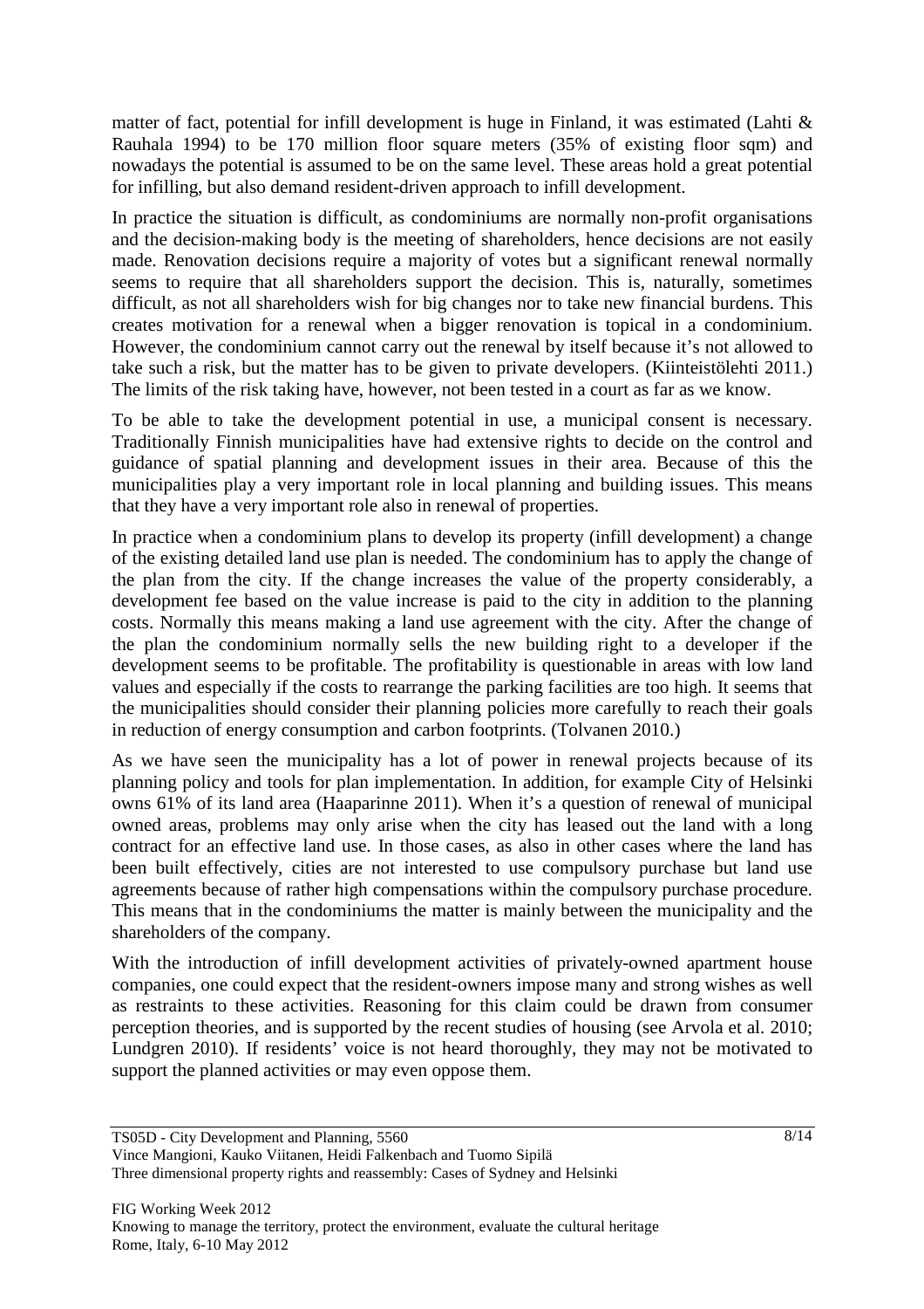matter of fact, potential for infill development is huge in Finland, it was estimated (Lahti & Rauhala 1994) to be 170 million floor square meters (35% of existing floor sqm) and nowadays the potential is assumed to be on the same level. These areas hold a great potential for infilling, but also demand resident-driven approach to infill development.

In practice the situation is difficult, as condominiums are normally non-profit organisations and the decision-making body is the meeting of shareholders, hence decisions are not easily made. Renovation decisions require a majority of votes but a significant renewal normally seems to require that all shareholders support the decision. This is, naturally, sometimes difficult, as not all shareholders wish for big changes nor to take new financial burdens. This creates motivation for a renewal when a bigger renovation is topical in a condominium. However, the condominium cannot carry out the renewal by itself because it's not allowed to take such a risk, but the matter has to be given to private developers. (Kiinteistölehti 2011.) The limits of the risk taking have, however, not been tested in a court as far as we know.

To be able to take the development potential in use, a municipal consent is necessary. Traditionally Finnish municipalities have had extensive rights to decide on the control and guidance of spatial planning and development issues in their area. Because of this the municipalities play a very important role in local planning and building issues. This means that they have a very important role also in renewal of properties.

In practice when a condominium plans to develop its property (infill development) a change of the existing detailed land use plan is needed. The condominium has to apply the change of the plan from the city. If the change increases the value of the property considerably, a development fee based on the value increase is paid to the city in addition to the planning costs. Normally this means making a land use agreement with the city. After the change of the plan the condominium normally sells the new building right to a developer if the development seems to be profitable. The profitability is questionable in areas with low land values and especially if the costs to rearrange the parking facilities are too high. It seems that the municipalities should consider their planning policies more carefully to reach their goals in reduction of energy consumption and carbon footprints. (Tolvanen 2010.)

As we have seen the municipality has a lot of power in renewal projects because of its planning policy and tools for plan implementation. In addition, for example City of Helsinki owns 61% of its land area (Haaparinne 2011). When it's a question of renewal of municipal owned areas, problems may only arise when the city has leased out the land with a long contract for an effective land use. In those cases, as also in other cases where the land has been built effectively, cities are not interested to use compulsory purchase but land use agreements because of rather high compensations within the compulsory purchase procedure. This means that in the condominiums the matter is mainly between the municipality and the shareholders of the company.

With the introduction of infill development activities of privately-owned apartment house companies, one could expect that the resident-owners impose many and strong wishes as well as restraints to these activities. Reasoning for this claim could be drawn from consumer perception theories, and is supported by the recent studies of housing (see Arvola et al. 2010; Lundgren 2010). If residents' voice is not heard thoroughly, they may not be motivated to support the planned activities or may even oppose them.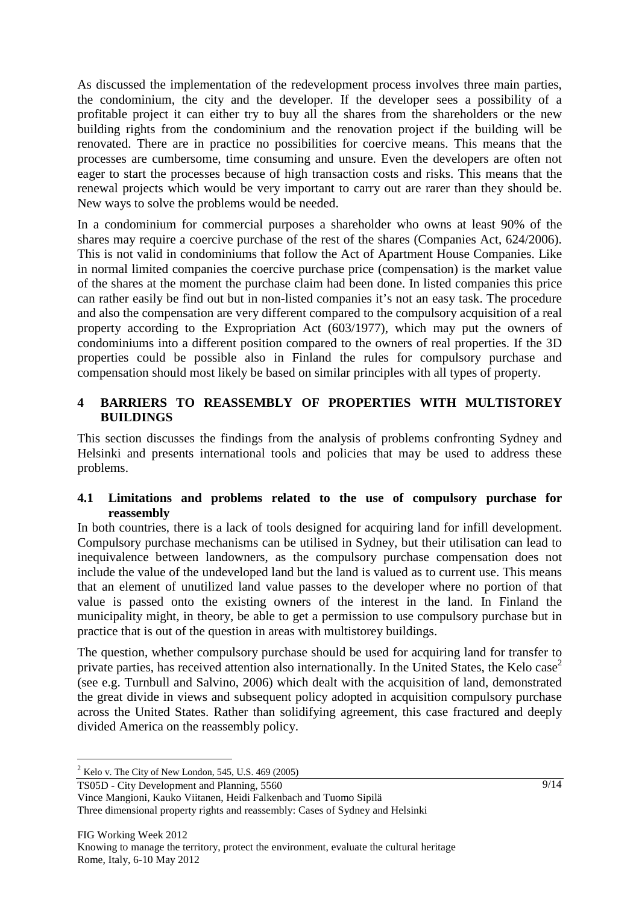As discussed the implementation of the redevelopment process involves three main parties, the condominium, the city and the developer. If the developer sees a possibility of a profitable project it can either try to buy all the shares from the shareholders or the new building rights from the condominium and the renovation project if the building will be renovated. There are in practice no possibilities for coercive means. This means that the processes are cumbersome, time consuming and unsure. Even the developers are often not eager to start the processes because of high transaction costs and risks. This means that the renewal projects which would be very important to carry out are rarer than they should be. New ways to solve the problems would be needed.

In a condominium for commercial purposes a shareholder who owns at least 90% of the shares may require a coercive purchase of the rest of the shares (Companies Act, 624/2006). This is not valid in condominiums that follow the Act of Apartment House Companies. Like in normal limited companies the coercive purchase price (compensation) is the market value of the shares at the moment the purchase claim had been done. In listed companies this price can rather easily be find out but in non-listed companies it's not an easy task. The procedure and also the compensation are very different compared to the compulsory acquisition of a real property according to the Expropriation Act (603/1977), which may put the owners of condominiums into a different position compared to the owners of real properties. If the 3D properties could be possible also in Finland the rules for compulsory purchase and compensation should most likely be based on similar principles with all types of property.

## 4 BARRIERS TO REASSEMBLY OF PROPERTIES WITH MULTISTOREY BUILDINGS

This section discusses the findings from the analysis of problems confronting Sydney and Helsinki and presents international tools and policies that may be used to address these problems.

### 4.1 Limitations and problems related to the use of compulsory purchase for reassembly

In both countries, there is a lack of tools designed for acquiring land for infill development. Compulsory purchase mechanisms can be utilised in Sydney, but their utilisation can lead to inequivalence between landowners, as the compulsory purchase compensation does not include the value of the undeveloped land but the land is valued as to current use. This means that an element of unutilized land value passes to the developer where no portion of that value is passed onto the existing owners of the interest in the land. In Finland the municipality might, in theory, be able to get a permission to use compulsory purchase but in practice that is out of the question in areas with multistorey buildings.

The question, whether compulsory purchase should be used for acquiring land for transfer to private parties, has received attention also internationally. In the United States, the Kelo case[2] (see e.g. Turnbull and Salvino, 2006) which dealt with the acquisition of land, demonstrated the great divide in views and subsequent policy adopted in acquisition compulsory purchase across the United States. Rather than solidifying agreement, this case fractured and deeply divided America on the reassembly policy.

[2] Kelo v. The City of New London, 545, U.S. 469 (2005)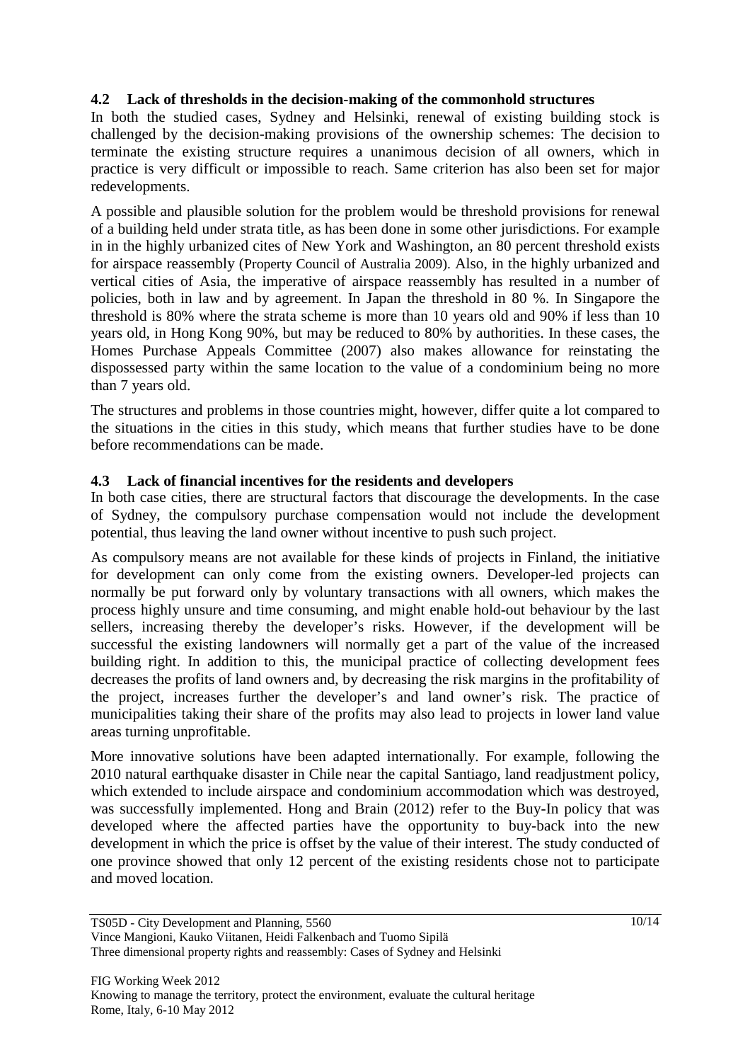### 4.2 Lack of thresholds in the decision-making of the commonhold structures

In both the studied cases, Sydney and Helsinki, renewal of existing building stock is challenged by the decision-making provisions of the ownership schemes: The decision to terminate the existing structure requires a unanimous decision of all owners, which in practice is very difficult or impossible to reach. Same criterion has also been set for major redevelopments.

A possible and plausible solution for the problem would be threshold provisions for renewal of a building held under strata title, as has been done in some other jurisdictions. For example in in the highly urbanized cites of New York and Washington, an 80 percent threshold exists for airspace reassembly (Property Council of Australia 2009). Also, in the highly urbanized and vertical cities of Asia, the imperative of airspace reassembly has resulted in a number of policies, both in law and by agreement. In Japan the threshold in 80 %. In Singapore the threshold is 80% where the strata scheme is more than 10 years old and 90% if less than 10 years old, in Hong Kong 90%, but may be reduced to 80% by authorities. In these cases, the Homes Purchase Appeals Committee (2007) also makes allowance for reinstating the dispossessed party within the same location to the value of a condominium being no more than 7 years old.

The structures and problems in those countries might, however, differ quite a lot compared to the situations in the cities in this study, which means that further studies have to be done before recommendations can be made.

### 4.3 Lack of financial incentives for the residents and developers

In both case cities, there are structural factors that discourage the developments. In the case of Sydney, the compulsory purchase compensation would not include the development potential, thus leaving the land owner without incentive to push such project.

As compulsory means are not available for these kinds of projects in Finland, the initiative for development can only come from the existing owners. Developer-led projects can normally be put forward only by voluntary transactions with all owners, which makes the process highly unsure and time consuming, and might enable hold-out behaviour by the last sellers, increasing thereby the developer's risks. However, if the development will be successful the existing landowners will normally get a part of the value of the increased building right. In addition to this, the municipal practice of collecting development fees decreases the profits of land owners and, by decreasing the risk margins in the profitability of the project, increases further the developer's and land owner's risk. The practice of municipalities taking their share of the profits may also lead to projects in lower land value areas turning unprofitable.

More innovative solutions have been adapted internationally. For example, following the 2010 natural earthquake disaster in Chile near the capital Santiago, land readjustment policy, which extended to include airspace and condominium accommodation which was destroyed, was successfully implemented. Hong and Brain (2012) refer to the Buy-In policy that was developed where the affected parties have the opportunity to buy-back into the new development in which the price is offset by the value of their interest. The study conducted of one province showed that only 12 percent of the existing residents chose not to participate and moved location.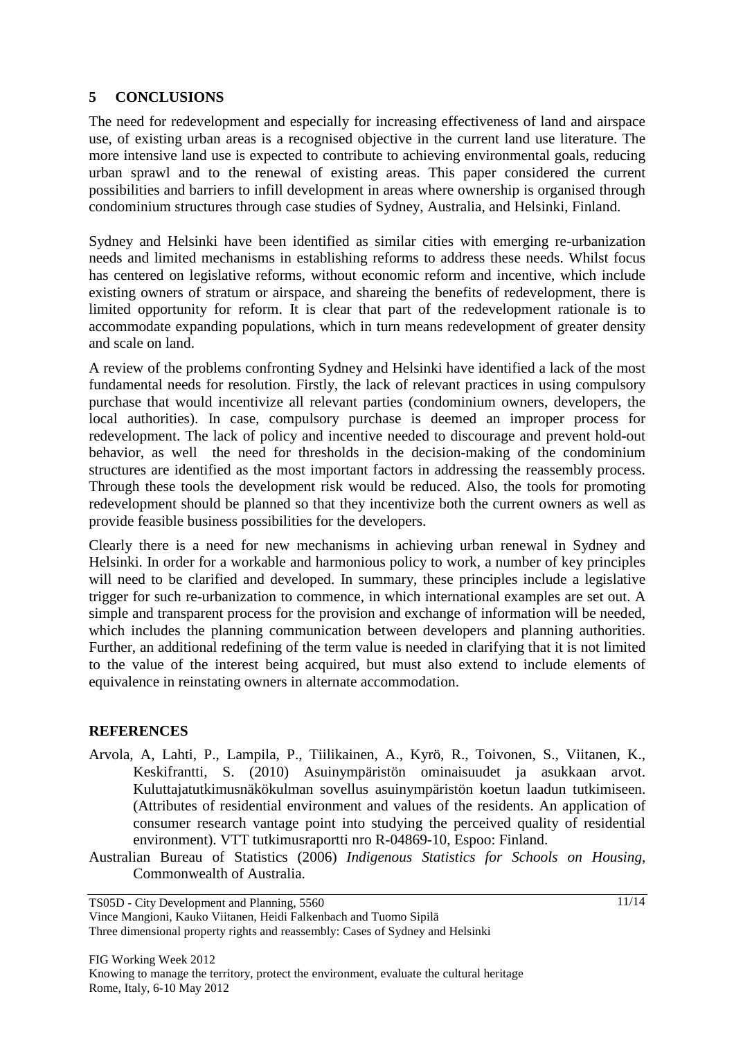## 5 CONCLUSIONS

The need for redevelopment and especially for increasing effectiveness of land and airspace use, of existing urban areas is a recognised objective in the current land use literature. The more intensive land use is expected to contribute to achieving environmental goals, reducing urban sprawl and to the renewal of existing areas. This paper considered the current possibilities and barriers to infill development in areas where ownership is organised through condominium structures through case studies of Sydney, Australia, and Helsinki, Finland.

Sydney and Helsinki have been identified as similar cities with emerging re-urbanization needs and limited mechanisms in establishing reforms to address these needs. Whilst focus has centered on legislative reforms, without economic reform and incentive, which include existing owners of stratum or airspace, and shareing the benefits of redevelopment, there is limited opportunity for reform. It is clear that part of the redevelopment rationale is to accommodate expanding populations, which in turn means redevelopment of greater density and scale on land.

A review of the problems confronting Sydney and Helsinki have identified a lack of the most fundamental needs for resolution. Firstly, the lack of relevant practices in using compulsory purchase that would incentivize all relevant parties (condominium owners, developers, the local authorities). In case, compulsory purchase is deemed an improper process for redevelopment. The lack of policy and incentive needed to discourage and prevent hold-out behavior, as well the need for thresholds in the decision-making of the condominium structures are identified as the most important factors in addressing the reassembly process. Through these tools the development risk would be reduced. Also, the tools for promoting redevelopment should be planned so that they incentivize both the current owners as well as provide feasible business possibilities for the developers.

Clearly there is a need for new mechanisms in achieving urban renewal in Sydney and Helsinki. In order for a workable and harmonious policy to work, a number of key principles will need to be clarified and developed. In summary, these principles include a legislative trigger for such re-urbanization to commence, in which international examples are set out. A simple and transparent process for the provision and exchange of information will be needed, which includes the planning communication between developers and planning authorities. Further, an additional redefining of the term value is needed in clarifying that it is not limited to the value of the interest being acquired, but must also extend to include elements of equivalence in reinstating owners in alternate accommodation.

## REFERENCES

Arvola, A, Lahti, P., Lampila, P., Tiilikainen, A., Kyrö, R., Toivonen, S., Viitanen, K., Keskifrantti, S. (2010) Asuinympäristön ominaisuudet ja asukkaan arvot. Kuluttajatutkimusnäkökulman sovellus asuinympäristön koetun laadun tutkimiseen. (Attributes of residential environment and values of the residents. An application of consumer research vantage point into studying the perceived quality of residential environment). VTT tutkimusraportti nro R-04869-10, Espoo: Finland.

Australian Bureau of Statistics (2006) *Indigenous Statistics for Schools on Housing*, Commonwealth of Australia.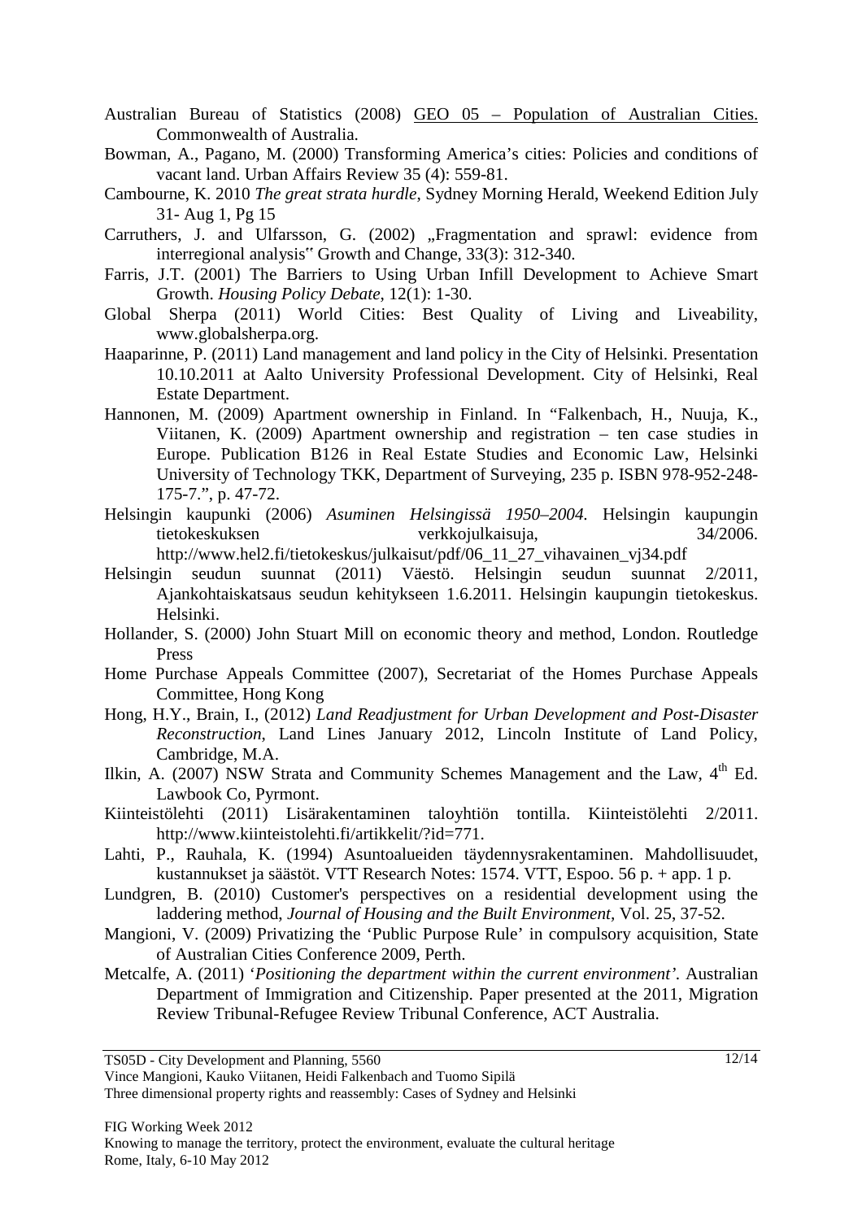Australian Bureau of Statistics (2008) GEO 05 – Population of Australian Cities. Commonwealth of Australia.

Bowman, A., Pagano, M. (2000) Transforming America's cities: Policies and conditions of vacant land. Urban Affairs Review 35 (4): 559-81.

Cambourne, K. 2010 *The great strata hurdle*, Sydney Morning Herald, Weekend Edition July 31- Aug 1, Pg 15

Carruthers, J. and Ulfarsson, G. (2002) „Fragmentation and sprawl: evidence from interregional analysis" Growth and Change, 33(3): 312-340.

Farris, J.T. (2001) The Barriers to Using Urban Infill Development to Achieve Smart Growth. *Housing Policy Debate*, 12(1): 1-30.

Global Sherpa (2011) World Cities: Best Quality of Living and Liveability, www.globalsherpa.org.

Haaparinne, P. (2011) Land management and land policy in the City of Helsinki. Presentation 10.10.2011 at Aalto University Professional Development. City of Helsinki, Real Estate Department.

Hannonen, M. (2009) Apartment ownership in Finland. In "Falkenbach, H., Nuuja, K., Viitanen, K. (2009) Apartment ownership and registration – ten case studies in Europe. Publication B126 in Real Estate Studies and Economic Law, Helsinki University of Technology TKK, Department of Surveying, 235 p. ISBN 978-952-248-175-7.", p. 47-72.

Helsingin kaupunki (2006) *Asuminen Helsingissä 1950–2004.* Helsingin kaupungin tietokeskuksen verkkojulkaisuja, 34/2006. http://www.hel2.fi/tietokeskus/julkaisut/pdf/06_11_27_vihavainen_vj34.pdf

Helsingin seudun suunnat (2011) Väestö. Helsingin seudun suunnat 2/2011, Ajankohtaiskatsaus seudun kehitykseen 1.6.2011. Helsingin kaupungin tietokeskus. Helsinki.

Hollander, S. (2000) John Stuart Mill on economic theory and method, London. Routledge Press

Home Purchase Appeals Committee (2007), Secretariat of the Homes Purchase Appeals Committee, Hong Kong

Hong, H.Y., Brain, I., (2012) *Land Readjustment for Urban Development and Post-Disaster Reconstruction*, Land Lines January 2012, Lincoln Institute of Land Policy, Cambridge, M.A.

Ilkin, A. (2007) NSW Strata and Community Schemes Management and the Law, 4th Ed. Lawbook Co, Pyrmont.

Kiinteistölehti (2011) Lisärakentaminen taloyhtiön tontilla. Kiinteistölehti 2/2011. http://www.kiinteistolehti.fi/artikkelit/?id=771.

Lahti, P., Rauhala, K. (1994) Asuntoalueiden täydennysrakentaminen. Mahdollisuudet, kustannukset ja säästöt. VTT Research Notes: 1574. VTT, Espoo. 56 p. + app. 1 p.

Lundgren, B. (2010) Customer's perspectives on a residential development using the laddering method, *Journal of Housing and the Built Environment*, Vol. 25, 37-52.

Mangioni, V. (2009) Privatizing the 'Public Purpose Rule' in compulsory acquisition, State of Australian Cities Conference 2009, Perth.

Metcalfe, A. (2011) '*Positioning the department within the current environment'.* Australian Department of Immigration and Citizenship. Paper presented at the 2011, Migration Review Tribunal-Refugee Review Tribunal Conference, ACT Australia.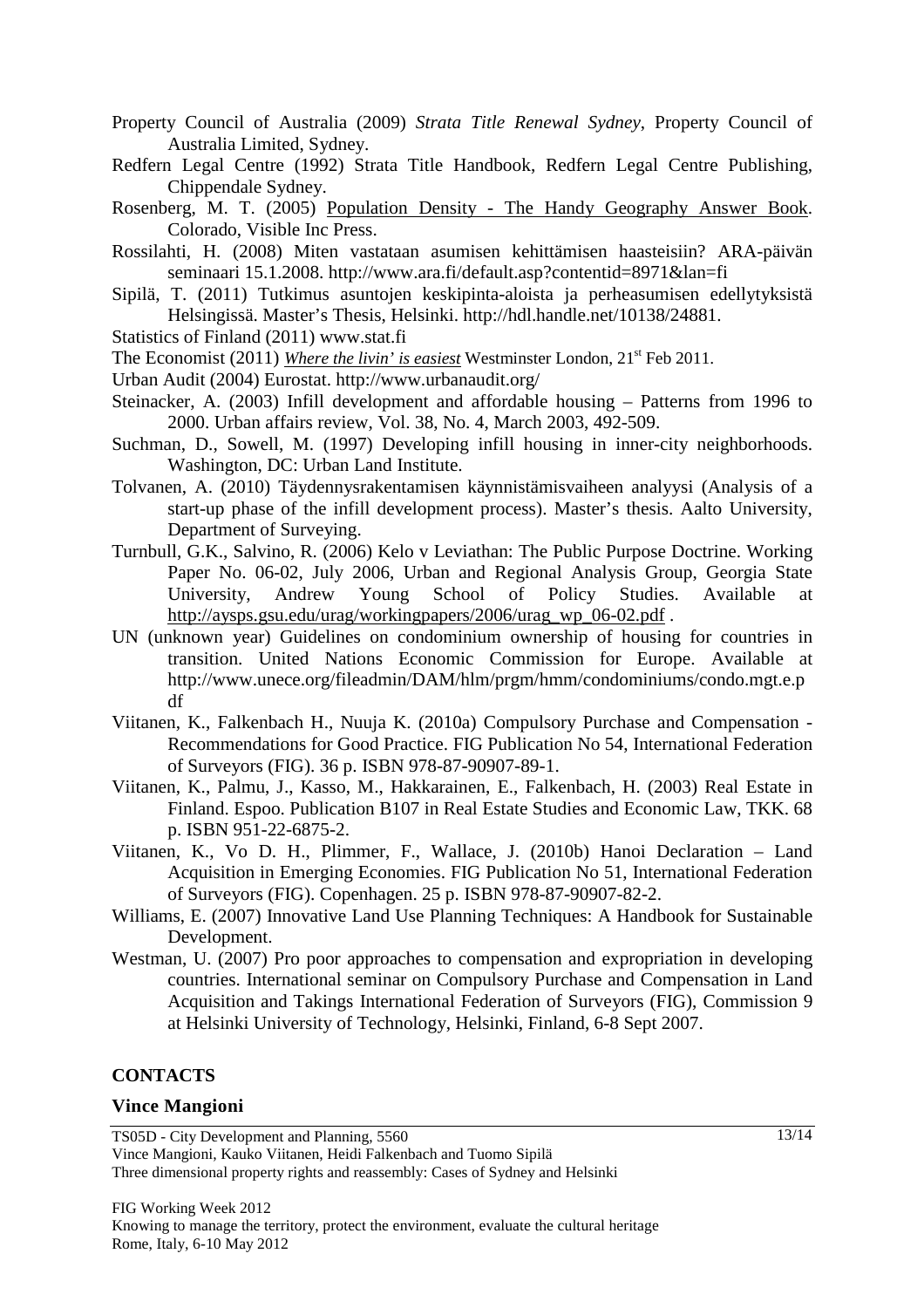Property Council of Australia (2009) *Strata Title Renewal Sydney*, Property Council of Australia Limited, Sydney.

Redfern Legal Centre (1992) Strata Title Handbook, Redfern Legal Centre Publishing, Chippendale Sydney.

Rosenberg, M. T. (2005) Population Density - The Handy Geography Answer Book. Colorado, Visible Inc Press.

Rossilahti, H. (2008) Miten vastataan asumisen kehittämisen haasteisiin? ARA-päivän seminaari 15.1.2008. http://www.ara.fi/default.asp?contentid=8971&lan=fi

Sipilä, T. (2011) Tutkimus asuntojen keskipinta-aloista ja perheasumisen edellytyksistä Helsingissä. Master's Thesis, Helsinki. http://hdl.handle.net/10138/24881.

Statistics of Finland (2011) www.stat.fi

The Economist (2011) *Where the livin' is easiest* Westminster London, 21st Feb 2011.

Urban Audit (2004) Eurostat. http://www.urbanaudit.org/

Steinacker, A. (2003) Infill development and affordable housing – Patterns from 1996 to 2000. Urban affairs review, Vol. 38, No. 4, March 2003, 492-509.

Suchman, D., Sowell, M. (1997) Developing infill housing in inner-city neighborhoods. Washington, DC: Urban Land Institute.

Tolvanen, A. (2010) Täydennysrakentamisen käynnistämisvaiheen analyysi (Analysis of a start-up phase of the infill development process). Master's thesis. Aalto University, Department of Surveying.

Turnbull, G.K., Salvino, R. (2006) Kelo v Leviathan: The Public Purpose Doctrine. Working Paper No. 06-02, July 2006, Urban and Regional Analysis Group, Georgia State University, Andrew Young School of Policy Studies. Available at http://aysps.gsu.edu/urag/workingpapers/2006/urag_wp_06-02.pdf .

UN (unknown year) Guidelines on condominium ownership of housing for countries in transition. United Nations Economic Commission for Europe. Available at http://www.unece.org/fileadmin/DAM/hlm/prgm/hmm/condominiums/condo.mgt.e.pdf

Viitanen, K., Falkenbach H., Nuuja K. (2010a) Compulsory Purchase and Compensation - Recommendations for Good Practice. FIG Publication No 54, International Federation of Surveyors (FIG). 36 p. ISBN 978-87-90907-89-1.

Viitanen, K., Palmu, J., Kasso, M., Hakkarainen, E., Falkenbach, H. (2003) Real Estate in Finland. Espoo. Publication B107 in Real Estate Studies and Economic Law, TKK. 68 p. ISBN 951-22-6875-2.

Viitanen, K., Vo D. H., Plimmer, F., Wallace, J. (2010b) Hanoi Declaration – Land Acquisition in Emerging Economies. FIG Publication No 51, International Federation of Surveyors (FIG). Copenhagen. 25 p. ISBN 978-87-90907-82-2.

Williams, E. (2007) Innovative Land Use Planning Techniques: A Handbook for Sustainable Development.

Westman, U. (2007) Pro poor approaches to compensation and expropriation in developing countries. International seminar on Compulsory Purchase and Compensation in Land Acquisition and Takings International Federation of Surveyors (FIG), Commission 9 at Helsinki University of Technology, Helsinki, Finland, 6-8 Sept 2007.

## CONTACTS

**Vince Mangioni**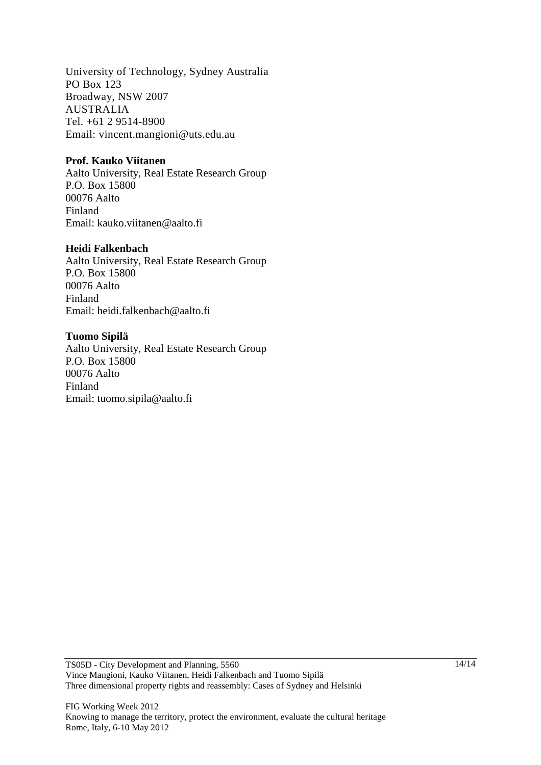University of Technology, Sydney Australia
PO Box 123
Broadway, NSW 2007
AUSTRALIA
Tel. +61 2 9514-8900
Email: vincent.mangioni@uts.edu.au

**Prof. Kauko Viitanen**
Aalto University, Real Estate Research Group
P.O. Box 15800
00076 Aalto
Finland
Email: kauko.viitanen@aalto.fi

**Heidi Falkenbach**
Aalto University, Real Estate Research Group
P.O. Box 15800
00076 Aalto
Finland
Email: heidi.falkenbach@aalto.fi

**Tuomo Sipilä**
Aalto University, Real Estate Research Group
P.O. Box 15800
00076 Aalto
Finland
Email: tuomo.sipila@aalto.fi